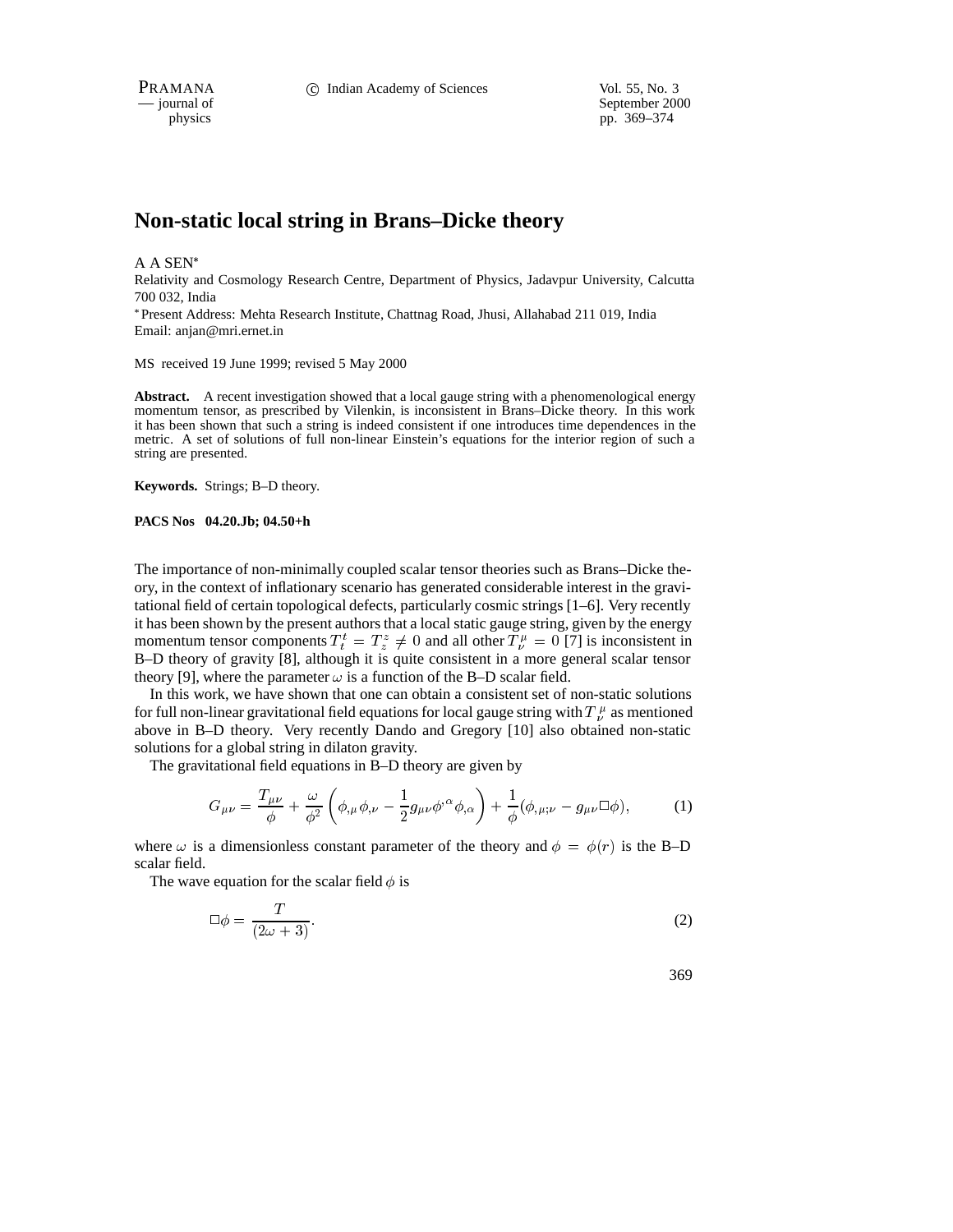# Non-static local string in Brans–Dicke theory

A A SEN*

Relativity and Cosmology Research Centre, Department of Physics, Jadavpur University, Calcutta 700 032, India

*Present Address: Mehta Research Institute, Chattnag Road, Jhusi, Allahabad 211 019, India
Email: anjan@mri.ernet.in

MS received 19 June 1999; revised 5 May 2000

**Abstract.** A recent investigation showed that a local gauge string with a phenomenological energy momentum tensor, as prescribed by Vilenkin, is inconsistent in Brans–Dicke theory. In this work it has been shown that such a string is indeed consistent if one introduces time dependences in the metric. A set of solutions of full non-linear Einstein's equations for the interior region of such a string are presented.

**Keywords.** Strings; B–D theory.

**PACS Nos 04.20.Jb; 04.50+h**

The importance of non-minimally coupled scalar tensor theories such as Brans–Dicke theory, in the context of inflationary scenario has generated considerable interest in the gravitational field of certain topological defects, particularly cosmic strings [1–6]. Very recently it has been shown by the present authors that a local static gauge string, given by the energy momentum tensor components $T_t^t = T_z^z \neq 0$ and all other $T_\nu^\mu = 0$ [7] is inconsistent in B–D theory of gravity [8], although it is quite consistent in a more general scalar tensor theory [9], where the parameter $\omega$ is a function of the B–D scalar field.

In this work, we have shown that one can obtain a consistent set of non-static solutions for full non-linear gravitational field equations for local gauge string with $T_\nu^\mu$ as mentioned above in B–D theory. Very recently Dando and Gregory [10] also obtained non-static solutions for a global string in dilaton gravity.

The gravitational field equations in B–D theory are given by

$$G_{\mu\nu} = \frac{T_{\mu\nu}}{\phi} + \frac{\omega}{\phi^2}\left(\phi_{,\mu}\phi_{,\nu} - \frac{1}{2}g_{\mu\nu}\phi^{,\alpha}\phi_{,\alpha}\right) + \frac{1}{\phi}(\phi_{,\mu;\nu} - g_{\mu\nu}\Box\phi), \tag{1}$$

where $\omega$ is a dimensionless constant parameter of the theory and $\phi = \phi(r)$ is the B–D scalar field.

The wave equation for the scalar field $\phi$ is

$$\Box\phi = \frac{T}{(2\omega + 3)}. \tag{2}$$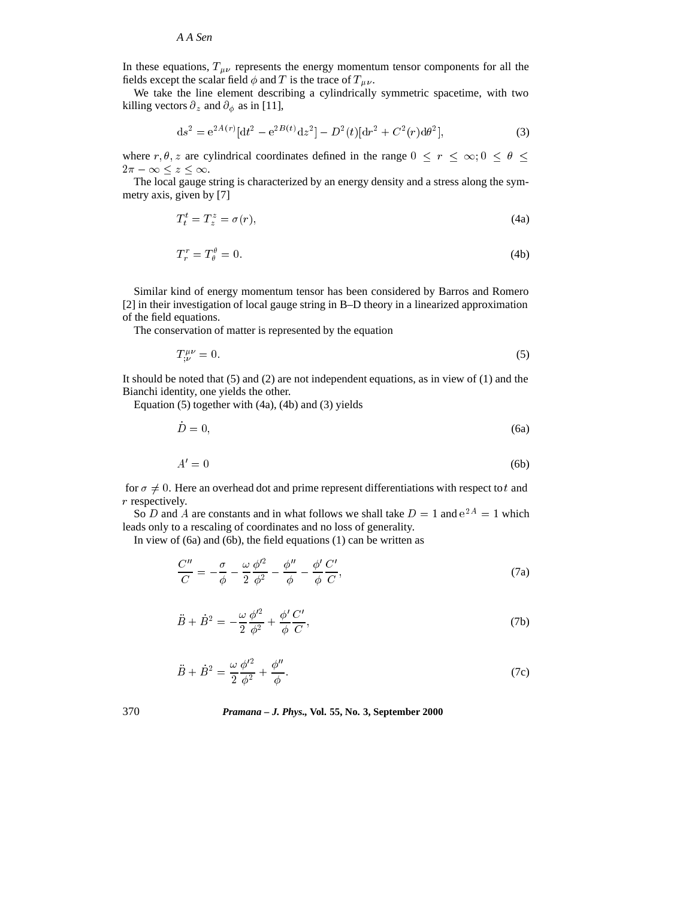In these equations, $T_{\mu\nu}$ represents the energy momentum tensor components for all the fields except the scalar field $\phi$ and $T$ is the trace of $T_{\mu\nu}$.

We take the line element describing a cylindrically symmetric spacetime, with two killing vectors $\partial_z$ and $\partial_\phi$ as in [11],

$$\mathrm{d}s^2 = \mathrm{e}^{2A(r)}[\mathrm{d}t^2 - \mathrm{e}^{2B(t)}\mathrm{d}z^2] - D^2(t)[\mathrm{d}r^2 + C^2(r)\mathrm{d}\theta^2], \tag{3}$$

where $r, \theta, z$ are cylindrical coordinates defined in the range $0 \le r \le \infty; 0 \le \theta \le 2\pi - \infty \le z \le \infty$.

The local gauge string is characterized by an energy density and a stress along the symmetry axis, given by [7]

$$T_t^t = T_z^z = \sigma(r), \tag{4a}$$

$$T_r^r = T_\theta^\theta = 0. \tag{4b}$$

Similar kind of energy momentum tensor has been considered by Barros and Romero [2] in their investigation of local gauge string in B–D theory in a linearized approximation of the field equations.

The conservation of matter is represented by the equation

$$T^{\mu\nu}_{;\nu} = 0. \tag{5}$$

It should be noted that (5) and (2) are not independent equations, as in view of (1) and the Bianchi identity, one yields the other.

Equation (5) together with (4a), (4b) and (3) yields

$$\dot{D} = 0, \tag{6a}$$

$$A' = 0 \tag{6b}$$

for $\sigma \neq 0$. Here an overhead dot and prime represent differentiations with respect to $t$ and $r$ respectively.

So $D$ and $A$ are constants and in what follows we shall take $D = 1$ and $\mathrm{e}^{2A} = 1$ which leads only to a rescaling of coordinates and no loss of generality.

In view of (6a) and (6b), the field equations (1) can be written as

$$\frac{C''}{C} = -\frac{\sigma}{\phi} - \frac{\omega}{2}\frac{\phi'^2}{\phi^2} - \frac{\phi''}{\phi} - \frac{\phi'}{\phi}\frac{C'}{C}, \tag{7a}$$

$$\ddot{B} + \dot{B}^2 = -\frac{\omega}{2}\frac{\phi'^2}{\phi^2} + \frac{\phi'}{\phi}\frac{C'}{C}, \tag{7b}$$

$$\ddot{B} + \dot{B}^2 = \frac{\omega}{2}\frac{\phi'^2}{\phi^2} + \frac{\phi''}{\phi}. \tag{7c}$$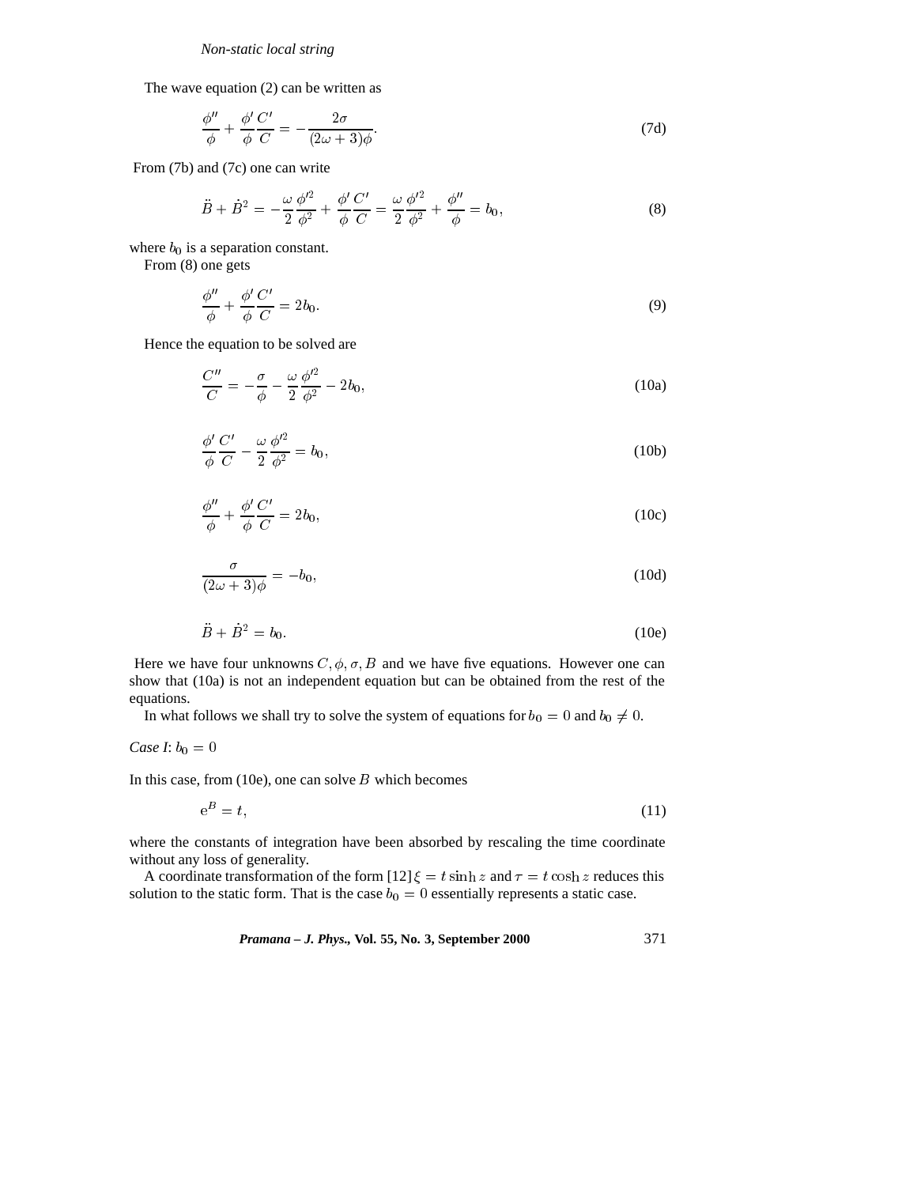The wave equation (2) can be written as

$$\frac{\phi''}{\phi}+\frac{\phi'}{\phi}\frac{C'}{C}=-\frac{2\sigma}{(2\omega+3)\phi}. \tag{7d}$$

From (7b) and (7c) one can write

$$\ddot{B}+\dot{B}^2=-\frac{\omega}{2}\frac{\phi'^2}{\phi^2}+\frac{\phi'}{\phi}\frac{C'}{C}=\frac{\omega}{2}\frac{\phi'^2}{\phi^2}+\frac{\phi''}{\phi}=b_0, \tag{8}$$

where $b_0$ is a separation constant.

From (8) one gets

$$\frac{\phi''}{\phi}+\frac{\phi'}{\phi}\frac{C'}{C}=2b_0. \tag{9}$$

Hence the equation to be solved are

$$\frac{C''}{C}=-\frac{\sigma}{\phi}-\frac{\omega}{2}\frac{\phi'^2}{\phi^2}-2b_0, \tag{10a}$$

$$\frac{\phi'}{\phi}\frac{C'}{C}-\frac{\omega}{2}\frac{\phi'^2}{\phi^2}=b_0, \tag{10b}$$

$$\frac{\phi''}{\phi}+\frac{\phi'}{\phi}\frac{C'}{C}=2b_0, \tag{10c}$$

$$\frac{\sigma}{(2\omega+3)\phi}=-b_0, \tag{10d}$$

$$\ddot{B}+\dot{B}^2=b_0. \tag{10e}$$

Here we have four unknowns $C, \phi, \sigma, B$ and we have five equations. However one can show that (10a) is not an independent equation but can be obtained from the rest of the equations.

In what follows we shall try to solve the system of equations for $b_0=0$ and $b_0\neq 0$.

*Case I*: $b_0=0$

In this case, from (10e), one can solve $B$ which becomes

$$\mathrm{e}^B=t, \tag{11}$$

where the constants of integration have been absorbed by rescaling the time coordinate without any loss of generality.

A coordinate transformation of the form [12] $\xi=t\sinh z$ and $\tau=t\cosh z$ reduces this solution to the static form. That is the case $b_0=0$ essentially represents a static case.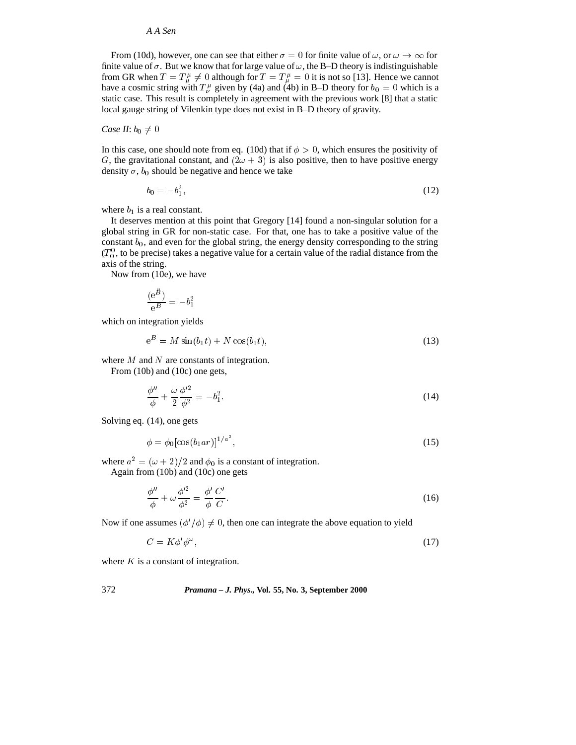From (10d), however, one can see that either $\sigma = 0$ for finite value of $\omega$, or $\omega \to \infty$ for finite value of $\sigma$. But we know that for large value of $\omega$, the B–D theory is indistinguishable from GR when $T = T^{\mu}_{\mu} \neq 0$ although for $T = T^{\mu}_{\mu} = 0$ it is not so [13]. Hence we cannot have a cosmic string with $T^{\mu}_{\nu}$ given by (4a) and (4b) in B–D theory for $b_0 = 0$ which is a static case. This result is completely in agreement with the previous work [8] that a static local gauge string of Vilenkin type does not exist in B–D theory of gravity.

*Case II*: $b_0 \neq 0$

In this case, one should note from eq. (10d) that if $\phi > 0$, which ensures the positivity of $G$, the gravitational constant, and $(2\omega + 3)$ is also positive, then to have positive energy density $\sigma$, $b_0$ should be negative and hence we take

$$b_0 = -b_1^2, \tag{12}$$

where $b_1$ is a real constant.

It deserves mention at this point that Gregory [14] found a non-singular solution for a global string in GR for non-static case. For that, one has to take a positive value of the constant $b_0$, and even for the global string, the energy density corresponding to the string ($T^0_0$, to be precise) takes a negative value for a certain value of the radial distance from the axis of the string.

Now from (10e), we have

$$\frac{(\mathrm{e}^{\ddot{B}})}{\mathrm{e}^{B}} = -b_1^2$$

which on integration yields

$$\mathrm{e}^{B} = M \sin(b_1 t) + N \cos(b_1 t), \tag{13}$$

where $M$ and $N$ are constants of integration.

From (10b) and (10c) one gets,

$$\frac{\phi''}{\phi} + \frac{\omega}{2}\frac{\phi'^2}{\phi^2} = -b_1^2. \tag{14}$$

Solving eq. (14), one gets

$$\phi = \phi_0 [\cos(b_1 a r)]^{1/a^2}, \tag{15}$$

where $a^2 = (\omega + 2)/2$ and $\phi_0$ is a constant of integration.

Again from (10b) and (10c) one gets

$$\frac{\phi''}{\phi} + \omega\frac{\phi'^2}{\phi^2} = \frac{\phi'}{\phi}\frac{C'}{C}. \tag{16}$$

Now if one assumes $(\phi'/\phi) \neq 0$, then one can integrate the above equation to yield

$$C = K\phi'\phi^{\omega}, \tag{17}$$

where $K$ is a constant of integration.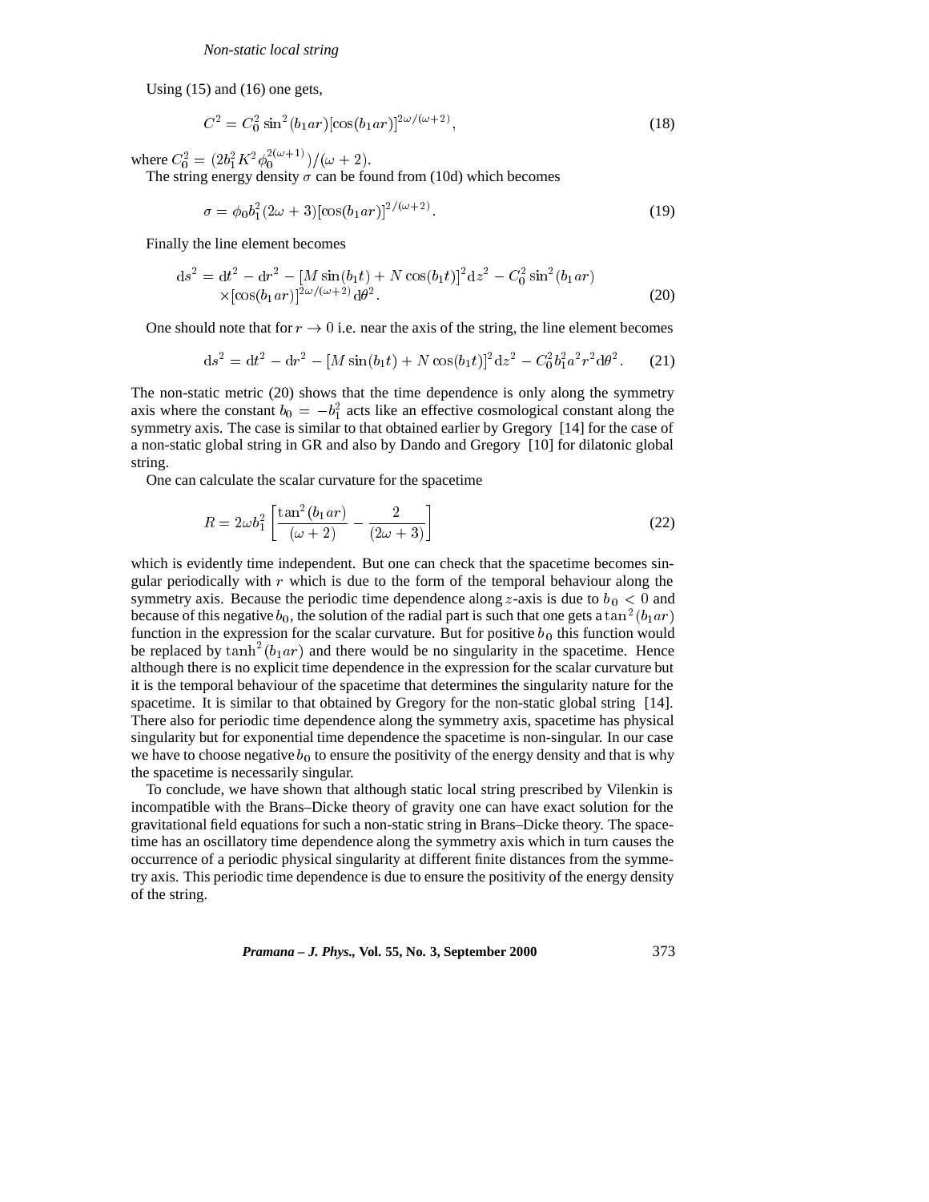Using (15) and (16) one gets,

$$C^2 = C_0^2 \sin^2(b_1 ar)[\cos(b_1 ar)]^{2\omega/(\omega+2)}, \tag{18}$$

where $C_0^2 = (2b_1^2 K^2 \phi_0^{2(\omega+1)})/(\omega+2)$.

The string energy density $\sigma$ can be found from (10d) which becomes

$$\sigma = \phi_0 b_1^2 (2\omega+3)[\cos(b_1 ar)]^{2/(\omega+2)}. \tag{19}$$

Finally the line element becomes

$$\mathrm{d}s^2 = \mathrm{d}t^2 - \mathrm{d}r^2 - [M\sin(b_1 t) + N\cos(b_1 t)]^2 \mathrm{d}z^2 - C_0^2 \sin^2(b_1 ar) \times [\cos(b_1 ar)]^{2\omega/(\omega+2)} \mathrm{d}\theta^2. \tag{20}$$

One should note that for $r \to 0$ i.e. near the axis of the string, the line element becomes

$$\mathrm{d}s^2 = \mathrm{d}t^2 - \mathrm{d}r^2 - [M\sin(b_1 t) + N\cos(b_1 t)]^2 \mathrm{d}z^2 - C_0^2 b_1^2 a^2 r^2 \mathrm{d}\theta^2. \tag{21}$$

The non-static metric (20) shows that the time dependence is only along the symmetry axis where the constant $b_0 = -b_1^2$ acts like an effective cosmological constant along the symmetry axis. The case is similar to that obtained earlier by Gregory [14] for the case of a non-static global string in GR and also by Dando and Gregory [10] for dilatonic global string.

One can calculate the scalar curvature for the spacetime

$$R = 2\omega b_1^2 \left[\frac{\tan^2(b_1 ar)}{(\omega+2)} - \frac{2}{(2\omega+3)}\right] \tag{22}$$

which is evidently time independent. But one can check that the spacetime becomes singular periodically with $r$ which is due to the form of the temporal behaviour along the symmetry axis. Because the periodic time dependence along $z$-axis is due to $b_0 < 0$ and because of this negative $b_0$, the solution of the radial part is such that one gets a $\tan^2(b_1 ar)$ function in the expression for the scalar curvature. But for positive $b_0$ this function would be replaced by $\tanh^2(b_1 ar)$ and there would be no singularity in the spacetime. Hence although there is no explicit time dependence in the expression for the scalar curvature but it is the temporal behaviour of the spacetime that determines the singularity nature for the spacetime. It is similar to that obtained by Gregory for the non-static global string [14]. There also for periodic time dependence along the symmetry axis, spacetime has physical singularity but for exponential time dependence the spacetime is non-singular. In our case we have to choose negative $b_0$ to ensure the positivity of the energy density and that is why the spacetime is necessarily singular.

To conclude, we have shown that although static local string prescribed by Vilenkin is incompatible with the Brans–Dicke theory of gravity one can have exact solution for the gravitational field equations for such a non-static string in Brans–Dicke theory. The spacetime has an oscillatory time dependence along the symmetry axis which in turn causes the occurrence of a periodic physical singularity at different finite distances from the symmetry axis. This periodic time dependence is due to ensure the positivity of the energy density of the string.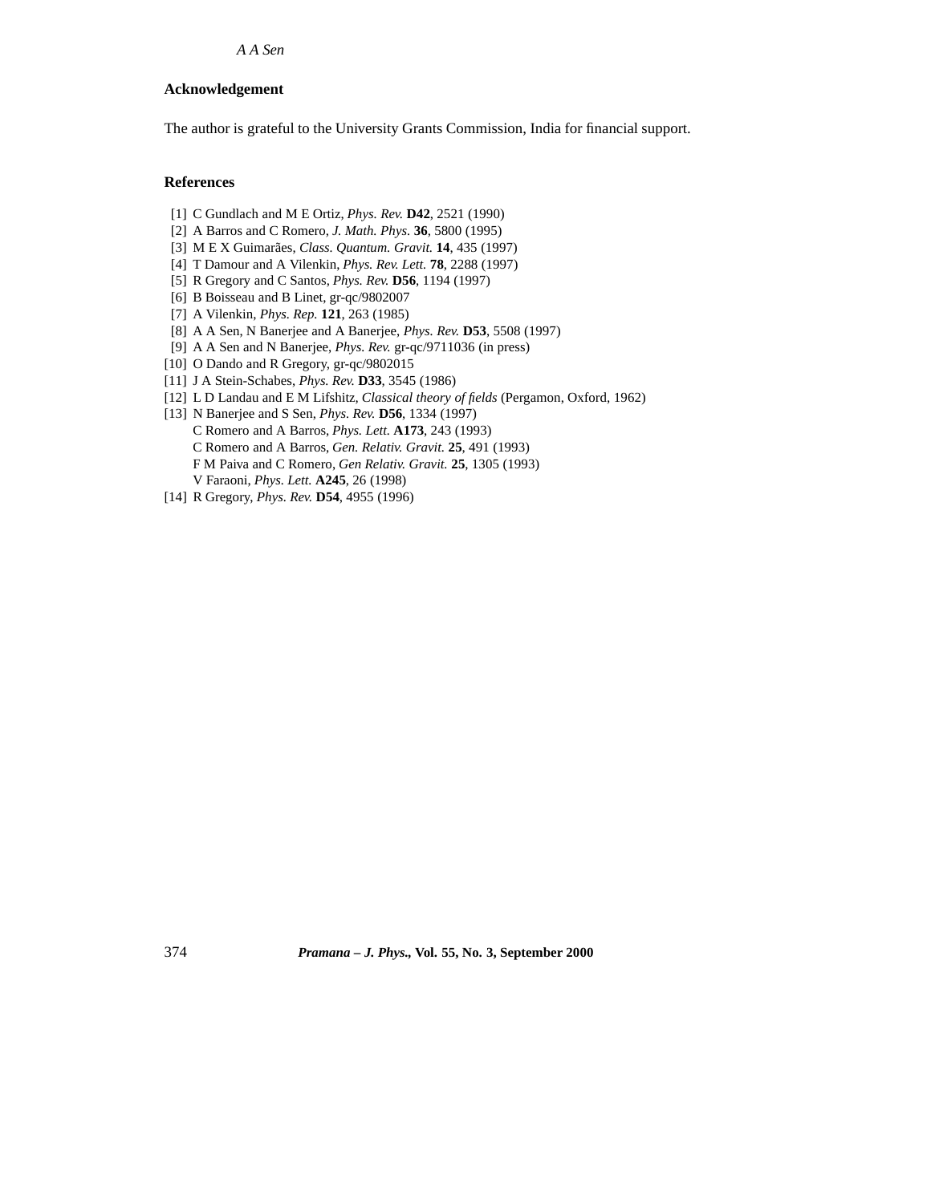## Acknowledgement

The author is grateful to the University Grants Commission, India for financial support.

## References

[1] C Gundlach and M E Ortiz, *Phys. Rev.* **D42**, 2521 (1990)
[2] A Barros and C Romero, *J. Math. Phys.* **36**, 5800 (1995)
[3] M E X Guimarães, *Class. Quantum. Gravit.* **14**, 435 (1997)
[4] T Damour and A Vilenkin, *Phys. Rev. Lett.* **78**, 2288 (1997)
[5] R Gregory and C Santos, *Phys. Rev.* **D56**, 1194 (1997)
[6] B Boisseau and B Linet, gr-qc/9802007
[7] A Vilenkin, *Phys. Rep.* **121**, 263 (1985)
[8] A A Sen, N Banerjee and A Banerjee, *Phys. Rev.* **D53**, 5508 (1997)
[9] A A Sen and N Banerjee, *Phys. Rev.* gr-qc/9711036 (in press)
[10] O Dando and R Gregory, gr-qc/9802015
[11] J A Stein-Schabes, *Phys. Rev.* **D33**, 3545 (1986)
[12] L D Landau and E M Lifshitz, *Classical theory of fields* (Pergamon, Oxford, 1962)
[13] N Banerjee and S Sen, *Phys. Rev.* **D56**, 1334 (1997)
C Romero and A Barros, *Phys. Lett.* **A173**, 243 (1993)
C Romero and A Barros, *Gen. Relativ. Gravit.* **25**, 491 (1993)
F M Paiva and C Romero, *Gen Relativ. Gravit.* **25**, 1305 (1993)
V Faraoni, *Phys. Lett.* **A245**, 26 (1998)
[14] R Gregory, *Phys. Rev.* **D54**, 4955 (1996)